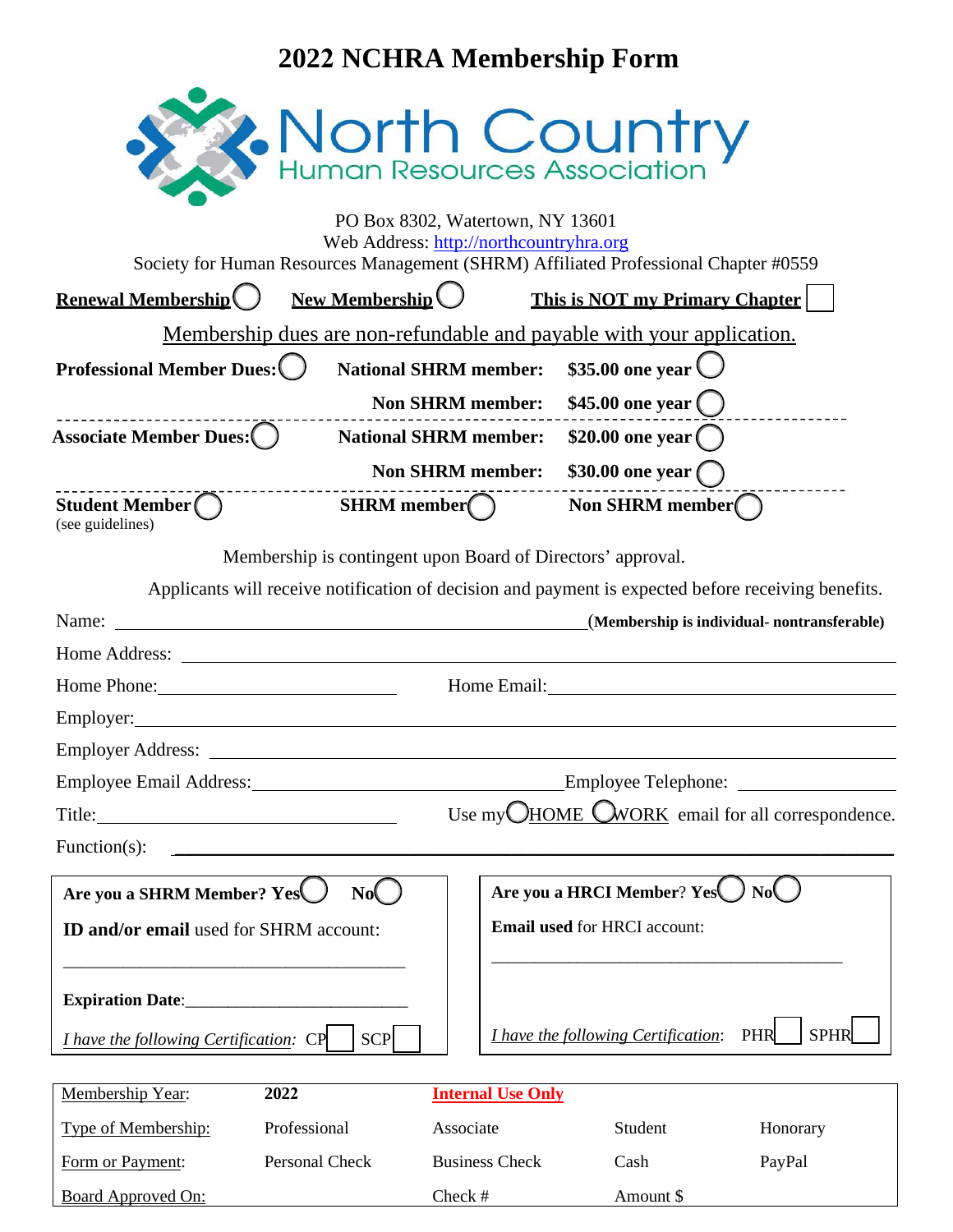# 2022 NCHRA Membership Form

**North Country**
Human Resources Association

PO Box 8302, Watertown, NY 13601
Web Address: http://northcountryhra.org
Society for Human Resources Management (SHRM) Affiliated Professional Chapter #0559

**Renewal Membership** ◯ **New Membership** ◯ **This is NOT my Primary Chapter** ☐

Membership dues are non-refundable and payable with your application.

| | | |
|---|---|---|
| **Professional Member Dues:** ◯ | **National SHRM member:** | **$35.00 one year** ◯ |
| | **Non SHRM member:** | **$45.00 one year** ◯ |
| **Associate Member Dues:** ◯ | **National SHRM member:** | **$20.00 one year** ◯ |
| | **Non SHRM member:** | **$30.00 one year** ◯ |
| **Student Member** ◯ (see guidelines) | **SHRM member** ◯ | **Non SHRM member** ◯ |

Membership is contingent upon Board of Directors' approval.

Applicants will receive notification of decision and payment is expected before receiving benefits.

Name: ______________________________ **(Membership is individual- nontransferable)**

Home Address: ______________________________

Home Phone: ____________________ Home Email: ____________________

Employer: ______________________________

Employer Address: ______________________________

Employee Email Address: ____________________ Employee Telephone: ____________________

Title: ____________________ Use my ◯ HOME ◯ WORK email for all correspondence.

Function(s): ______________________________

**Are you a SHRM Member? Yes** ◯ **No** ◯

**ID and/or email** used for SHRM account:

______________________________

**Expiration Date**: ____________________

*I have the following Certification:* CP ☐ SCP ☐

**Are you a HRCI Member? Yes** ◯ **No** ◯

**Email used** for HRCI account:

______________________________

*I have the following Certification*: PHR ☐ SPHR ☐

| Membership Year: | 2022 | **Internal Use Only** | | |
|---|---|---|---|---|
| Type of Membership: | Professional | Associate | Student | Honorary |
| Form or Payment: | Personal Check | Business Check | Cash | PayPal |
| Board Approved On: | | Check # | Amount $ | |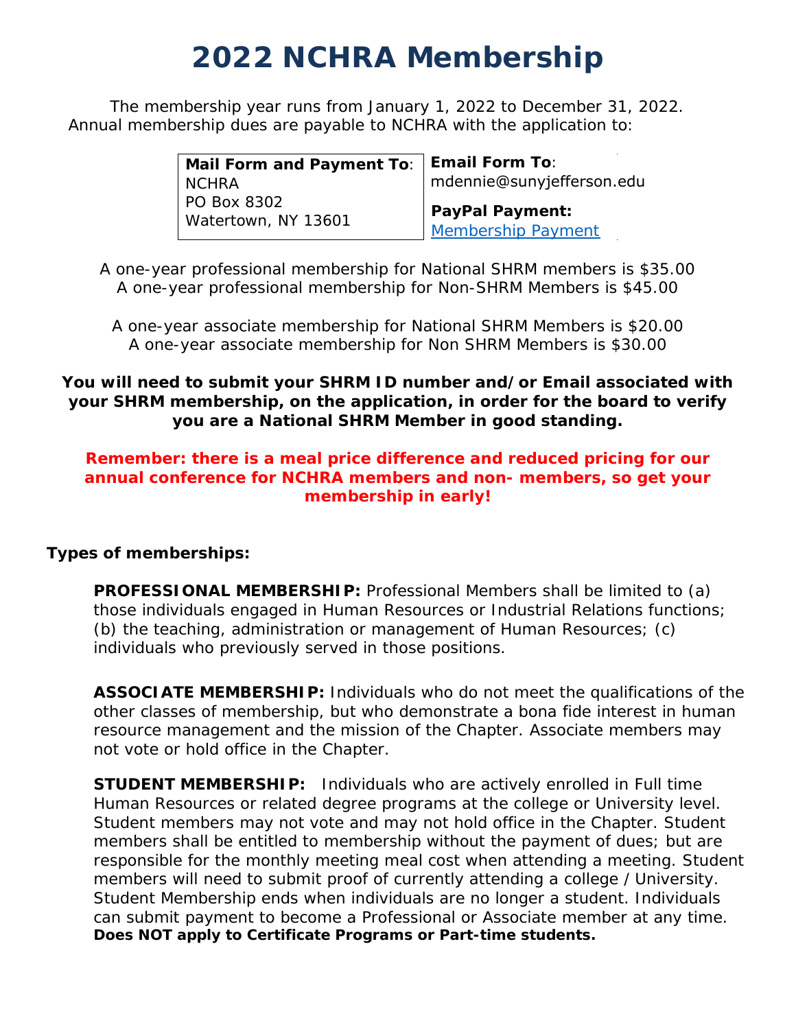# 2022 NCHRA Membership

The membership year runs from January 1, 2022 to December 31, 2022. Annual membership dues are payable to NCHRA with the application to:

| | |
|---|---|
| **Mail Form and Payment To**: NCHRA PO Box 8302 Watertown, NY 13601 | **Email Form To**: mdennie@sunyjefferson.edu **PayPal Payment:** Membership Payment |

A one-year professional membership for National SHRM members is $35.00
A one-year professional membership for Non-SHRM Members is $45.00

A one-year associate membership for National SHRM Members is $20.00
A one-year associate membership for Non SHRM Members is $30.00

**You will need to submit your SHRM ID number and/or Email associated with your SHRM membership, on the application, in order for the board to verify you are a National SHRM Member in good standing.**

**Remember: there is a meal price difference and reduced pricing for our annual conference for NCHRA members and non- members, so get your membership in early!**

**Types of memberships:**

**PROFESSIONAL MEMBERSHIP:** Professional Members shall be limited to (a) those individuals engaged in Human Resources or Industrial Relations functions; (b) the teaching, administration or management of Human Resources; (c) individuals who previously served in those positions.

**ASSOCIATE MEMBERSHIP:** Individuals who do not meet the qualifications of the other classes of membership, but who demonstrate a bona fide interest in human resource management and the mission of the Chapter. Associate members may not vote or hold office in the Chapter.

**STUDENT MEMBERSHIP:** Individuals who are actively enrolled in Full time Human Resources or related degree programs at the college or University level. Student members may not vote and may not hold office in the Chapter. Student members shall be entitled to membership without the payment of dues; but are responsible for the monthly meeting meal cost when attending a meeting. Student members will need to submit proof of currently attending a college / University. Student Membership ends when individuals are no longer a student. Individuals can submit payment to become a Professional or Associate member at any time. **Does NOT apply to Certificate Programs or Part-time students.**